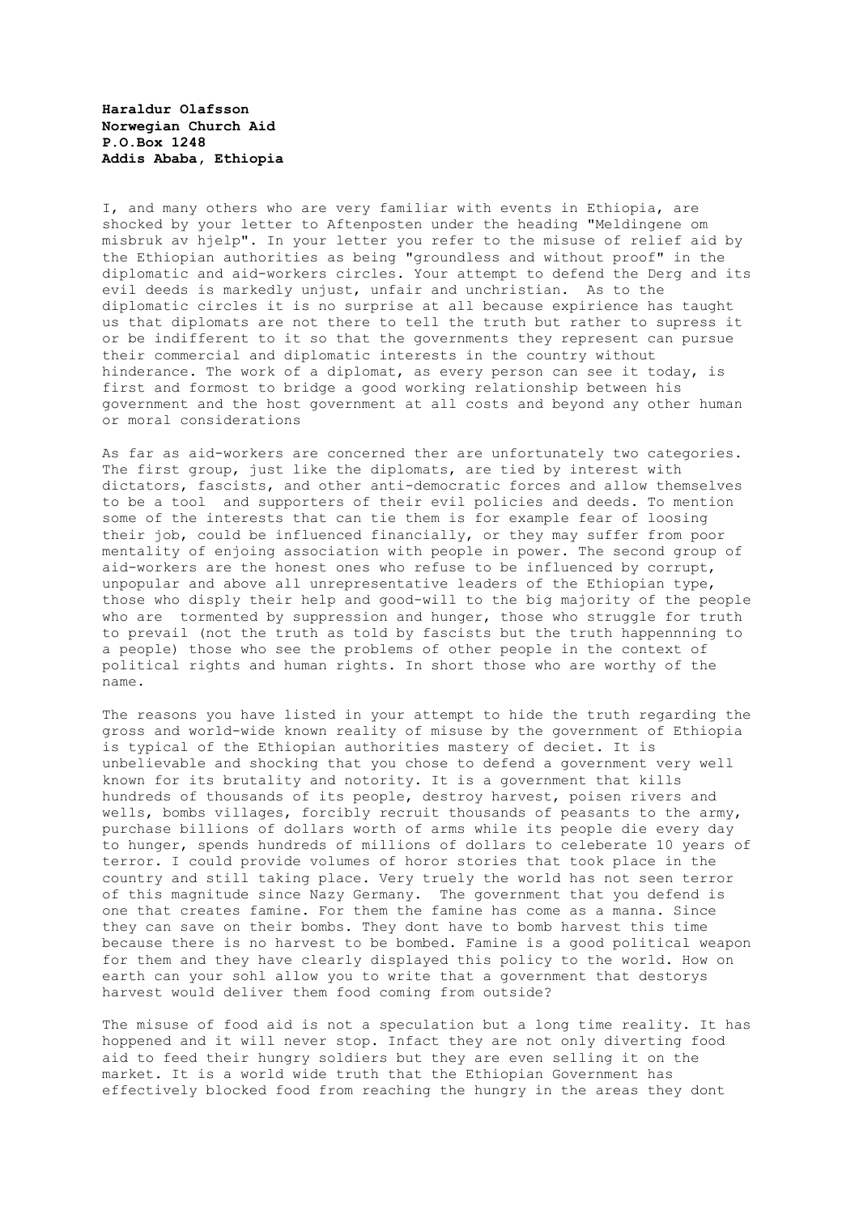**Haraldur Olafsson**
**Norwegian Church Aid**
**P.O.Box 1248**
**Addis Ababa, Ethiopia**

I, and many others who are very familiar with events in Ethiopia, are shocked by your letter to Aftenposten under the heading "Meldingene om misbruk av hjelp". In your letter you refer to the misuse of relief aid by the Ethiopian authorities as being "groundless and without proof" in the diplomatic and aid-workers circles. Your attempt to defend the Derg and its evil deeds is markedly unjust, unfair and unchristian. As to the diplomatic circles it is no surprise at all because expirience has taught us that diplomats are not there to tell the truth but rather to supress it or be indifferent to it so that the governments they represent can pursue their commercial and diplomatic interests in the country without hinderance. The work of a diplomat, as every person can see it today, is first and formost to bridge a good working relationship between his government and the host government at all costs and beyond any other human or moral considerations

As far as aid-workers are concerned ther are unfortunately two categories. The first group, just like the diplomats, are tied by interest with dictators, fascists, and other anti-democratic forces and allow themselves to be a tool and supporters of their evil policies and deeds. To mention some of the interests that can tie them is for example fear of loosing their job, could be influenced financially, or they may suffer from poor mentality of enjoing association with people in power. The second group of aid-workers are the honest ones who refuse to be influenced by corrupt, unpopular and above all unrepresentative leaders of the Ethiopian type, those who disply their help and good-will to the big majority of the people who are tormented by suppression and hunger, those who struggle for truth to prevail (not the truth as told by fascists but the truth happennning to a people) those who see the problems of other people in the context of political rights and human rights. In short those who are worthy of the name.

The reasons you have listed in your attempt to hide the truth regarding the gross and world-wide known reality of misuse by the government of Ethiopia is typical of the Ethiopian authorities mastery of deciet. It is unbelievable and shocking that you chose to defend a government very well known for its brutality and notority. It is a government that kills hundreds of thousands of its people, destroy harvest, poisen rivers and wells, bombs villages, forcibly recruit thousands of peasants to the army, purchase billions of dollars worth of arms while its people die every day to hunger, spends hundreds of millions of dollars to celeberate 10 years of terror. I could provide volumes of horor stories that took place in the country and still taking place. Very truely the world has not seen terror of this magnitude since Nazy Germany. The government that you defend is one that creates famine. For them the famine has come as a manna. Since they can save on their bombs. They dont have to bomb harvest this time because there is no harvest to be bombed. Famine is a good political weapon for them and they have clearly displayed this policy to the world. How on earth can your sohl allow you to write that a government that destorys harvest would deliver them food coming from outside?

The misuse of food aid is not a speculation but a long time reality. It has hoppened and it will never stop. Infact they are not only diverting food aid to feed their hungry soldiers but they are even selling it on the market. It is a world wide truth that the Ethiopian Government has effectively blocked food from reaching the hungry in the areas they dont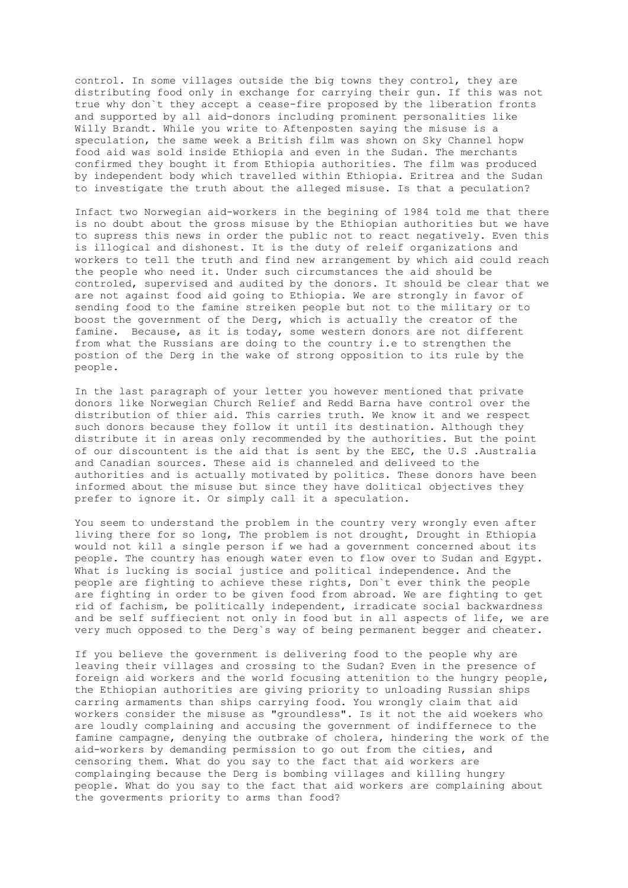control. In some villages outside the big towns they control, they are distributing food only in exchange for carrying their gun. If this was not true why don`t they accept a cease-fire proposed by the liberation fronts and supported by all aid-donors including prominent personalities like Willy Brandt. While you write to Aftenposten saying the misuse is a speculation, the same week a British film was shown on Sky Channel hopw food aid was sold inside Ethiopia and even in the Sudan. The merchants confirmed they bought it from Ethiopia authorities. The film was produced by independent body which travelled within Ethiopia. Eritrea and the Sudan to investigate the truth about the alleged misuse. Is that a peculation?

Infact two Norwegian aid-workers in the begining of 1984 told me that there is no doubt about the gross misuse by the Ethiopian authorities but we have to supress this news in order the public not to react negatively. Even this is illogical and dishonest. It is the duty of releif organizations and workers to tell the truth and find new arrangement by which aid could reach the people who need it. Under such circumstances the aid should be controled, supervised and audited by the donors. It should be clear that we are not against food aid going to Ethiopia. We are strongly in favor of sending food to the famine streiken people but not to the military or to boost the government of the Derg, which is actually the creator of the famine. Because, as it is today, some western donors are not different from what the Russians are doing to the country i.e to strengthen the postion of the Derg in the wake of strong opposition to its rule by the people.

In the last paragraph of your letter you however mentioned that private donors like Norwegian Church Relief and Redd Barna have control over the distribution of thier aid. This carries truth. We know it and we respect such donors because they follow it until its destination. Although they distribute it in areas only recommended by the authorities. But the point of our discountent is the aid that is sent by the EEC, the U.S .Australia and Canadian sources. These aid is channeled and deliveed to the authorities and is actually motivated by politics. These donors have been informed about the misuse but since they have dolitical objectives they prefer to ignore it. Or simply call it a speculation.

You seem to understand the problem in the country very wrongly even after living there for so long, The problem is not drought, Drought in Ethiopia would not kill a single person if we had a government concerned about its people. The country has enough water even to flow over to Sudan and Egypt. What is lucking is social justice and political independence. And the people are fighting to achieve these rights, Don`t ever think the people are fighting in order to be given food from abroad. We are fighting to get rid of fachism, be politically independent, irradicate social backwardness and be self suffiecient not only in food but in all aspects of life, we are very much opposed to the Derg`s way of being permanent begger and cheater.

If you believe the government is delivering food to the people why are leaving their villages and crossing to the Sudan? Even in the presence of foreign aid workers and the world focusing attenition to the hungry people, the Ethiopian authorities are giving priority to unloading Russian ships carring armaments than ships carrying food. You wrongly claim that aid workers consider the misuse as "groundless". Is it not the aid woekers who are loudly complaining and accusing the government of indiffernece to the famine campagne, denying the outbrake of cholera, hindering the work of the aid-workers by demanding permission to go out from the cities, and censoring them. What do you say to the fact that aid workers are complainging because the Derg is bombing villages and killing hungry people. What do you say to the fact that aid workers are complaining about the goverments priority to arms than food?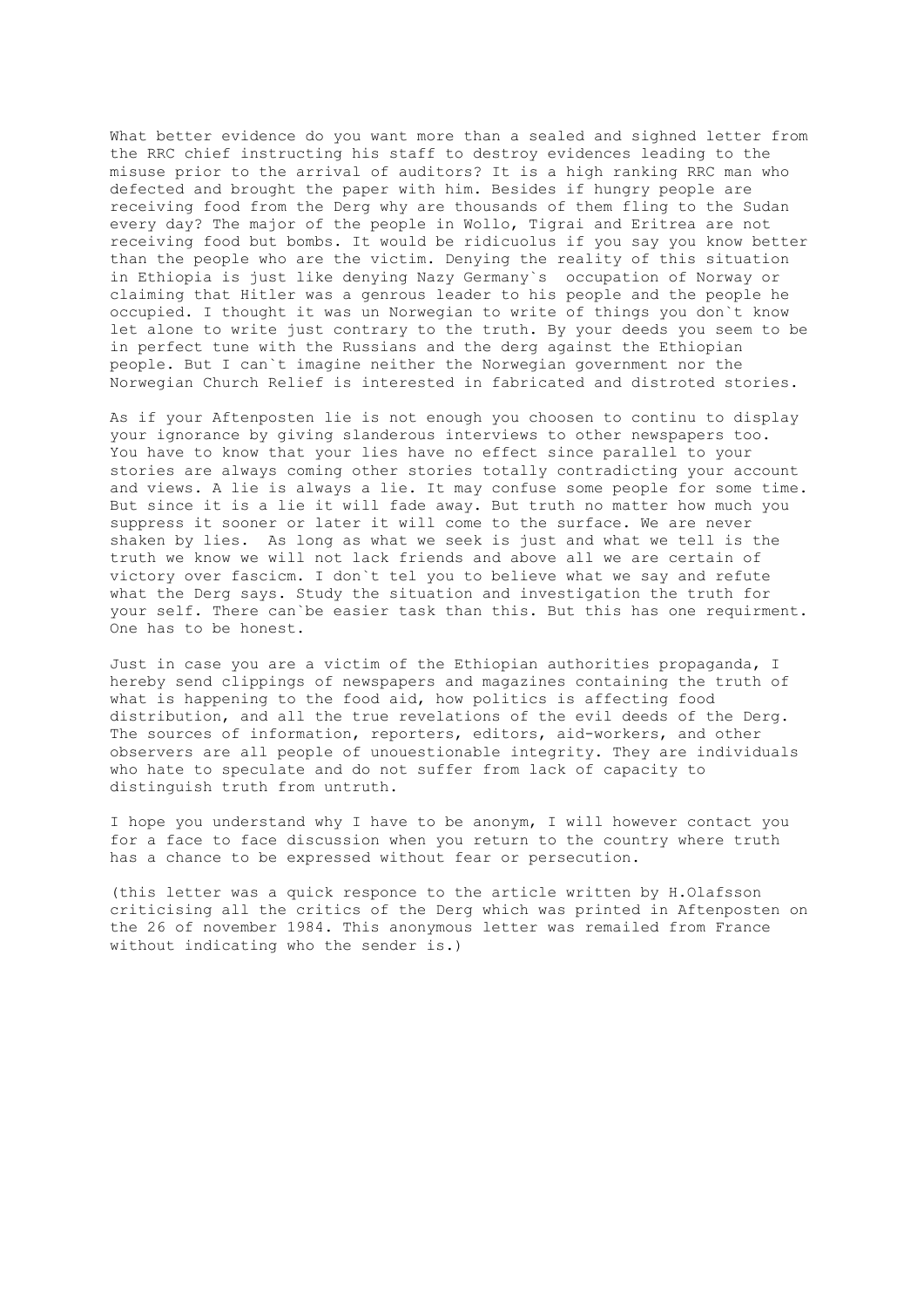What better evidence do you want more than a sealed and sighned letter from the RRC chief instructing his staff to destroy evidences leading to the misuse prior to the arrival of auditors? It is a high ranking RRC man who defected and brought the paper with him. Besides if hungry people are receiving food from the Derg why are thousands of them fling to the Sudan every day? The major of the people in Wollo, Tigrai and Eritrea are not receiving food but bombs. It would be ridicuolus if you say you know better than the people who are the victim. Denying the reality of this situation in Ethiopia is just like denying Nazy Germany`s occupation of Norway or claiming that Hitler was a genrous leader to his people and the people he occupied. I thought it was un Norwegian to write of things you don`t know let alone to write just contrary to the truth. By your deeds you seem to be in perfect tune with the Russians and the derg against the Ethiopian people. But I can`t imagine neither the Norwegian government nor the Norwegian Church Relief is interested in fabricated and distroted stories.

As if your Aftenposten lie is not enough you choosen to continu to display your ignorance by giving slanderous interviews to other newspapers too. You have to know that your lies have no effect since parallel to your stories are always coming other stories totally contradicting your account and views. A lie is always a lie. It may confuse some people for some time. But since it is a lie it will fade away. But truth no matter how much you suppress it sooner or later it will come to the surface. We are never shaken by lies. As long as what we seek is just and what we tell is the truth we know we will not lack friends and above all we are certain of victory over fascicm. I don`t tel you to believe what we say and refute what the Derg says. Study the situation and investigation the truth for your self. There can`be easier task than this. But this has one requirment. One has to be honest.

Just in case you are a victim of the Ethiopian authorities propaganda, I hereby send clippings of newspapers and magazines containing the truth of what is happening to the food aid, how politics is affecting food distribution, and all the true revelations of the evil deeds of the Derg. The sources of information, reporters, editors, aid-workers, and other observers are all people of unouestionable integrity. They are individuals who hate to speculate and do not suffer from lack of capacity to distinguish truth from untruth.

I hope you understand why I have to be anonym, I will however contact you for a face to face discussion when you return to the country where truth has a chance to be expressed without fear or persecution.

(this letter was a quick responce to the article written by H.Olafsson criticising all the critics of the Derg which was printed in Aftenposten on the 26 of november 1984. This anonymous letter was remailed from France without indicating who the sender is.)